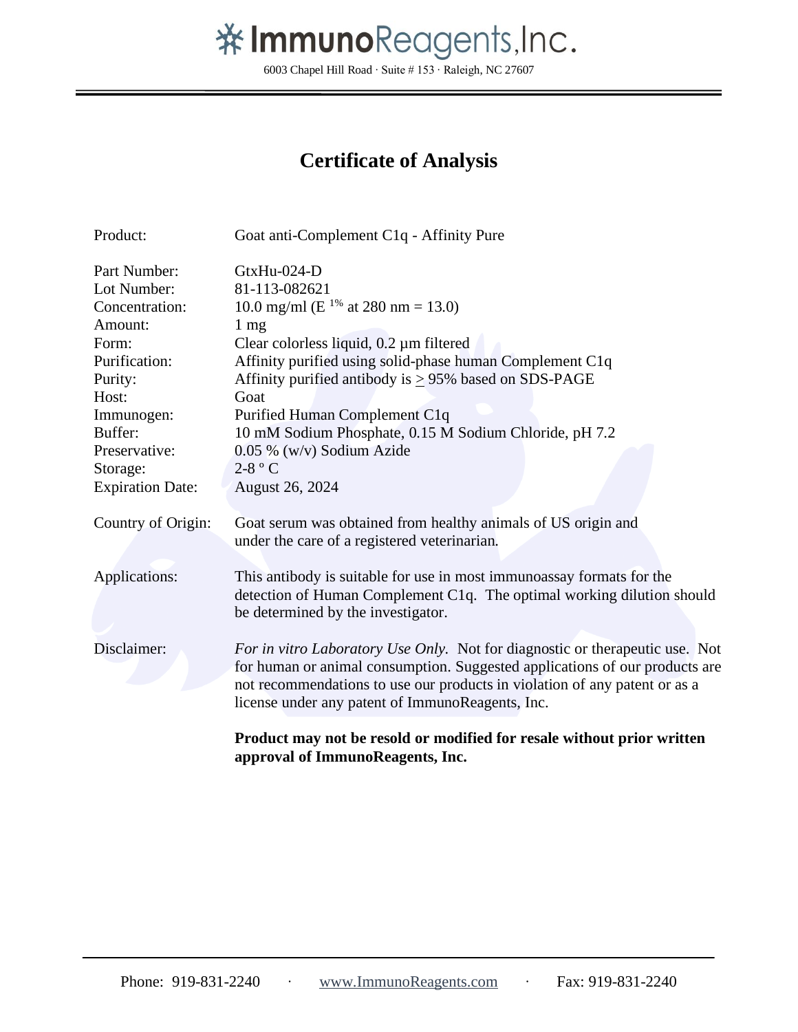# ImmunoReagents, Inc.

6003 Chapel Hill Road · Suite # 153 · Raleigh, NC 27607

## Certificate of Analysis

| | |
|---|---|
| Product: | Goat anti-Complement C1q - Affinity Pure |
| Part Number: | GtxHu-024-D |
| Lot Number: | 81-113-082621 |
| Concentration: | 10.0 mg/ml (E $^{1\%}$ at 280 nm = 13.0) |
| Amount: | 1 mg |
| Form: | Clear colorless liquid, 0.2 µm filtered |
| Purification: | Affinity purified using solid-phase human Complement C1q |
| Purity: | Affinity purified antibody is $\geq$ 95% based on SDS-PAGE |
| Host: | Goat |
| Immunogen: | Purified Human Complement C1q |
| Buffer: | 10 mM Sodium Phosphate, 0.15 M Sodium Chloride, pH 7.2 |
| Preservative: | 0.05 % (w/v) Sodium Azide |
| Storage: | 2-8 º C |
| Expiration Date: | August 26, 2024 |
| Country of Origin: | Goat serum was obtained from healthy animals of US origin and under the care of a registered veterinarian. |
| Applications: | This antibody is suitable for use in most immunoassay formats for the detection of Human Complement C1q. The optimal working dilution should be determined by the investigator. |
| Disclaimer: | *For in vitro Laboratory Use Only.* Not for diagnostic or therapeutic use. Not for human or animal consumption. Suggested applications of our products are not recommendations to use our products in violation of any patent or as a license under any patent of ImmunoReagents, Inc. |

**Product may not be resold or modified for resale without prior written approval of ImmunoReagents, Inc.**

Phone: 919-831-2240 · www.ImmunoReagents.com · Fax: 919-831-2240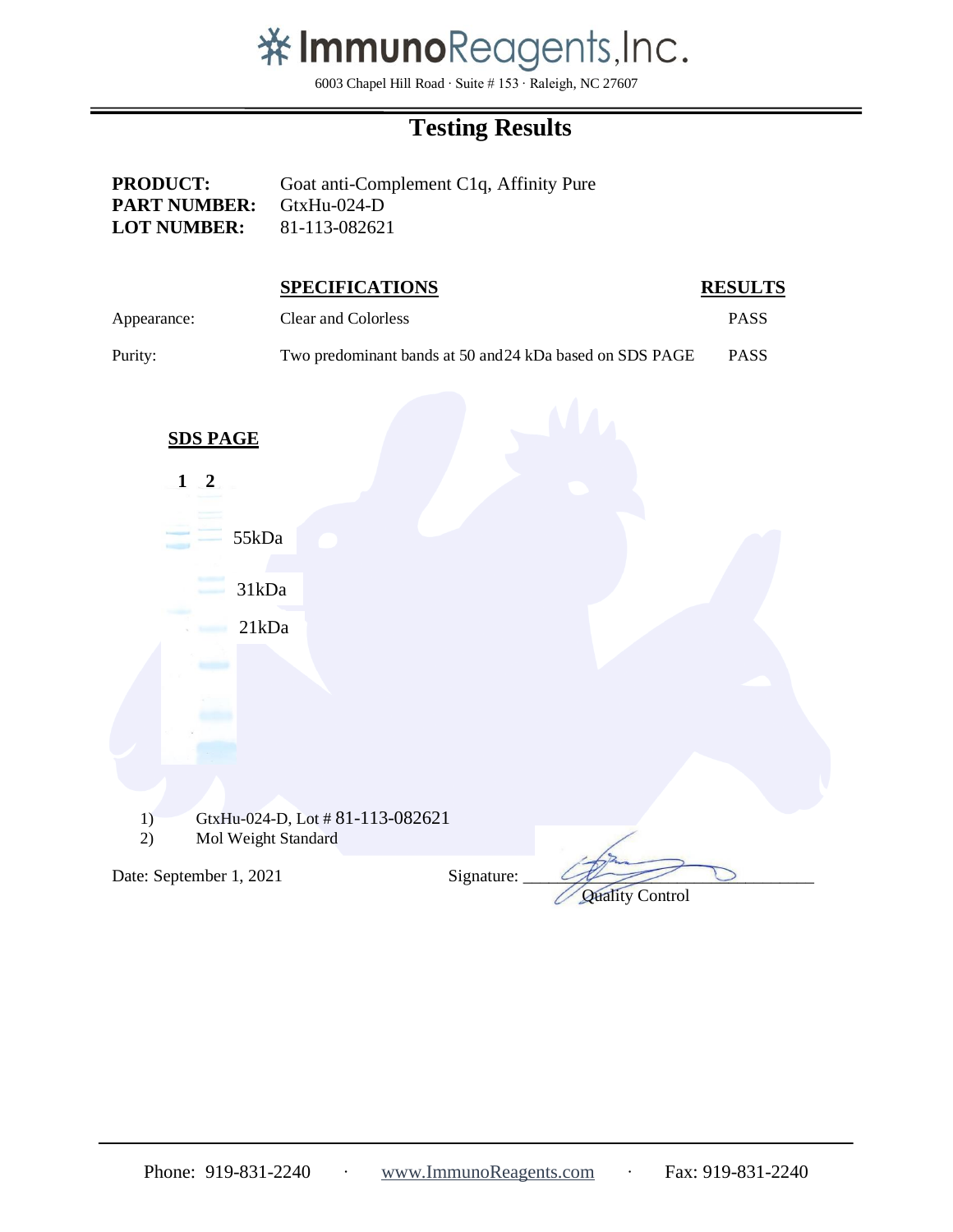# ImmunoReagents, Inc.

6003 Chapel Hill Road · Suite # 153 · Raleigh, NC 27607

## Testing Results

**PRODUCT:** Goat anti-Complement C1q, Affinity Pure
**PART NUMBER:** GtxHu-024-D
**LOT NUMBER:** 81-113-082621

| | SPECIFICATIONS | RESULTS |
|---|---|---|
| Appearance: | Clear and Colorless | PASS |
| Purity: | Two predominant bands at 50 and 24 kDa based on SDS PAGE | PASS |

**SDS PAGE**

1 2

55kDa

31kDa

21kDa

1) GtxHu-024-D, Lot # 81-113-082621
2) Mol Weight Standard

Date: September 1, 2021

Signature: ______________________
Quality Control

Phone: 919-831-2240 · www.ImmunoReagents.com · Fax: 919-831-2240